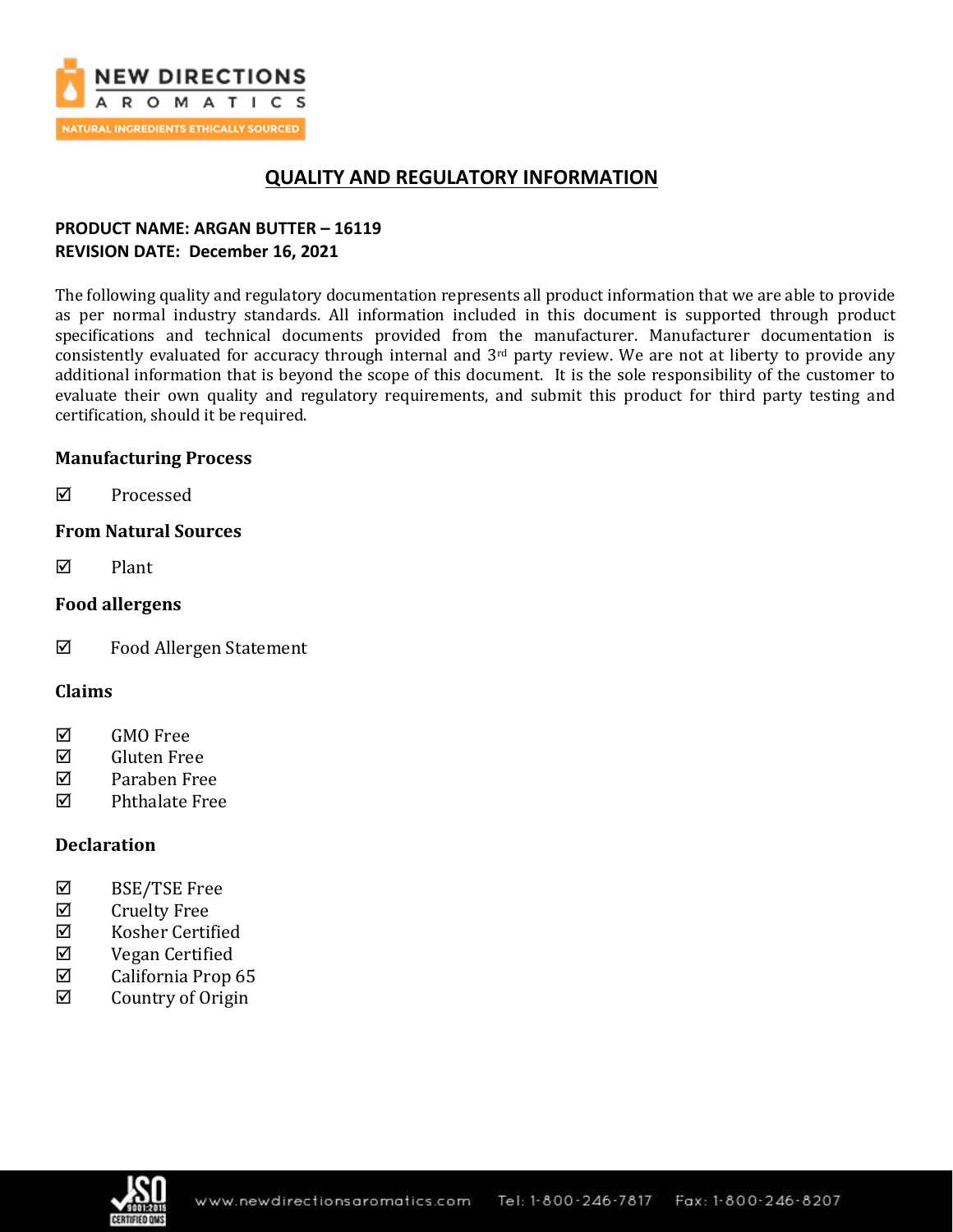# QUALITY AND REGULATORY INFORMATION

**PRODUCT NAME: ARGAN BUTTER – 16119**
**REVISION DATE: December 16, 2021**

The following quality and regulatory documentation represents all product information that we are able to provide as per normal industry standards. All information included in this document is supported through product specifications and technical documents provided from the manufacturer. Manufacturer documentation is consistently evaluated for accuracy through internal and 3rd party review. We are not at liberty to provide any additional information that is beyond the scope of this document. It is the sole responsibility of the customer to evaluate their own quality and regulatory requirements, and submit this product for third party testing and certification, should it be required.

### Manufacturing Process

☑ Processed

### From Natural Sources

☑ Plant

### Food allergens

☑ Food Allergen Statement

### Claims

☑ GMO Free
☑ Gluten Free
☑ Paraben Free
☑ Phthalate Free

### Declaration

☑ BSE/TSE Free
☑ Cruelty Free
☑ Kosher Certified
☑ Vegan Certified
☑ California Prop 65
☑ Country of Origin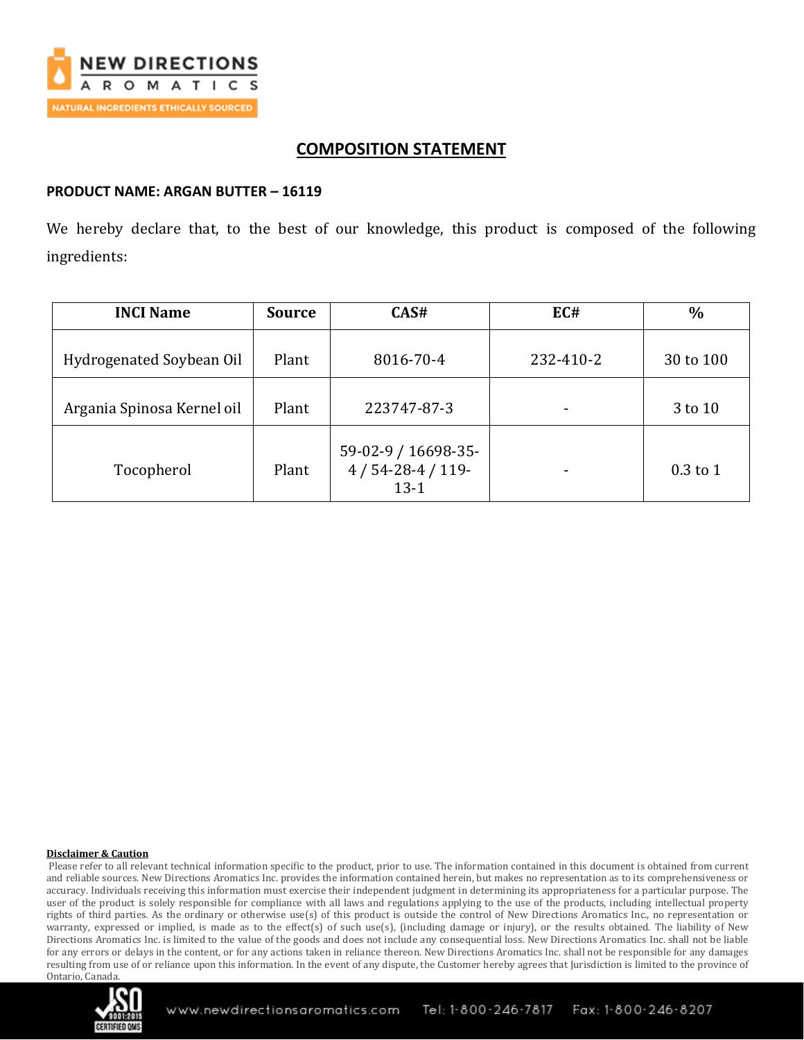# COMPOSITION STATEMENT

**PRODUCT NAME: ARGAN BUTTER – 16119**

We hereby declare that, to the best of our knowledge, this product is composed of the following ingredients:

| INCI Name | Source | CAS# | EC# | % |
|---|---|---|---|---|
| Hydrogenated Soybean Oil | Plant | 8016-70-4 | 232-410-2 | 30 to 100 |
| Argania Spinosa Kernel oil | Plant | 223747-87-3 | - | 3 to 10 |
| Tocopherol | Plant | 59-02-9 / 16698-35-4 / 54-28-4 / 119-13-1 | - | 0.3 to 1 |

**Disclaimer & Caution**

Please refer to all relevant technical information specific to the product, prior to use. The information contained in this document is obtained from current and reliable sources. New Directions Aromatics Inc. provides the information contained herein, but makes no representation as to its comprehensiveness or accuracy. Individuals receiving this information must exercise their independent judgment in determining its appropriateness for a particular purpose. The user of the product is solely responsible for compliance with all laws and regulations applying to the use of the products, including intellectual property rights of third parties. As the ordinary or otherwise use(s) of this product is outside the control of New Directions Aromatics Inc., no representation or warranty, expressed or implied, is made as to the effect(s) of such use(s), (including damage or injury), or the results obtained. The liability of New Directions Aromatics Inc. is limited to the value of the goods and does not include any consequential loss. New Directions Aromatics Inc. shall not be liable for any errors or delays in the content, or for any actions taken in reliance thereon. New Directions Aromatics Inc. shall not be responsible for any damages resulting from use of or reliance upon this information. In the event of any dispute, the Customer hereby agrees that Jurisdiction is limited to the province of Ontario, Canada.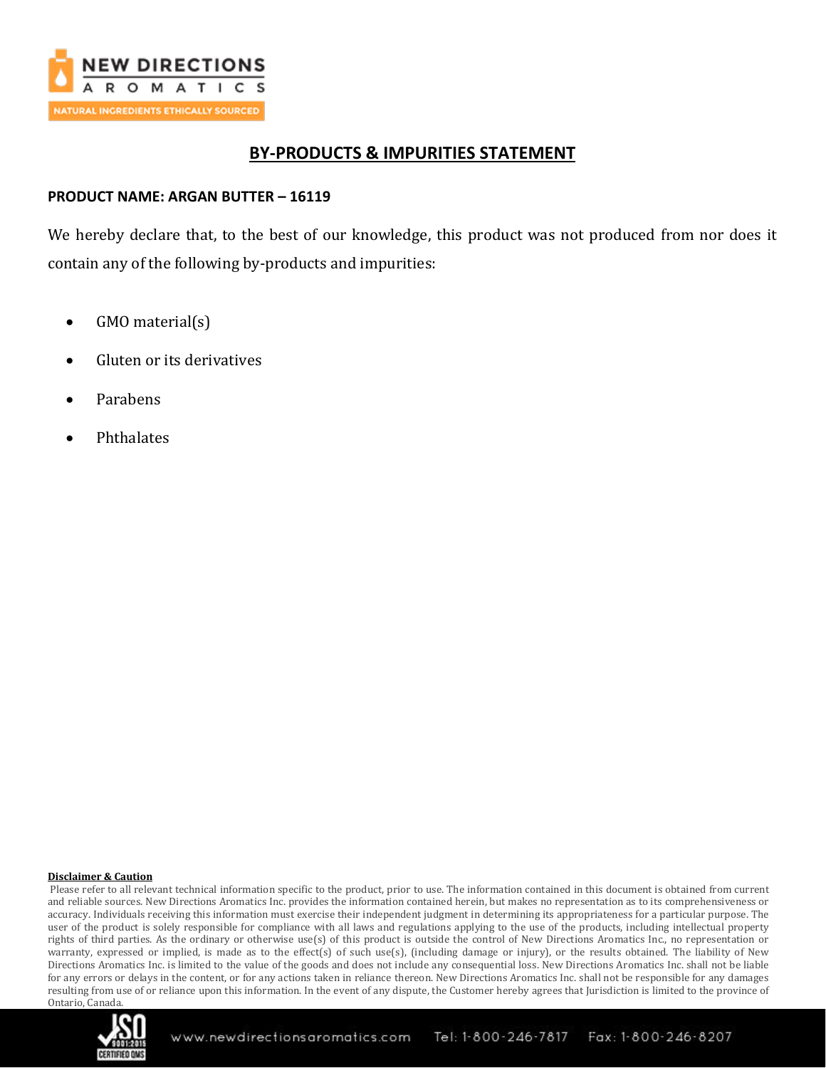# BY-PRODUCTS & IMPURITIES STATEMENT

**PRODUCT NAME: ARGAN BUTTER – 16119**

We hereby declare that, to the best of our knowledge, this product was not produced from nor does it contain any of the following by-products and impurities:

- GMO material(s)
- Gluten or its derivatives
- Parabens
- Phthalates

**Disclaimer & Caution**

Please refer to all relevant technical information specific to the product, prior to use. The information contained in this document is obtained from current and reliable sources. New Directions Aromatics Inc. provides the information contained herein, but makes no representation as to its comprehensiveness or accuracy. Individuals receiving this information must exercise their independent judgment in determining its appropriateness for a particular purpose. The user of the product is solely responsible for compliance with all laws and regulations applying to the use of the products, including intellectual property rights of third parties. As the ordinary or otherwise use(s) of this product is outside the control of New Directions Aromatics Inc., no representation or warranty, expressed or implied, is made as to the effect(s) of such use(s), (including damage or injury), or the results obtained. The liability of New Directions Aromatics Inc. is limited to the value of the goods and does not include any consequential loss. New Directions Aromatics Inc. shall not be liable for any errors or delays in the content, or for any actions taken in reliance thereon. New Directions Aromatics Inc. shall not be responsible for any damages resulting from use of or reliance upon this information. In the event of any dispute, the Customer hereby agrees that Jurisdiction is limited to the province of Ontario, Canada.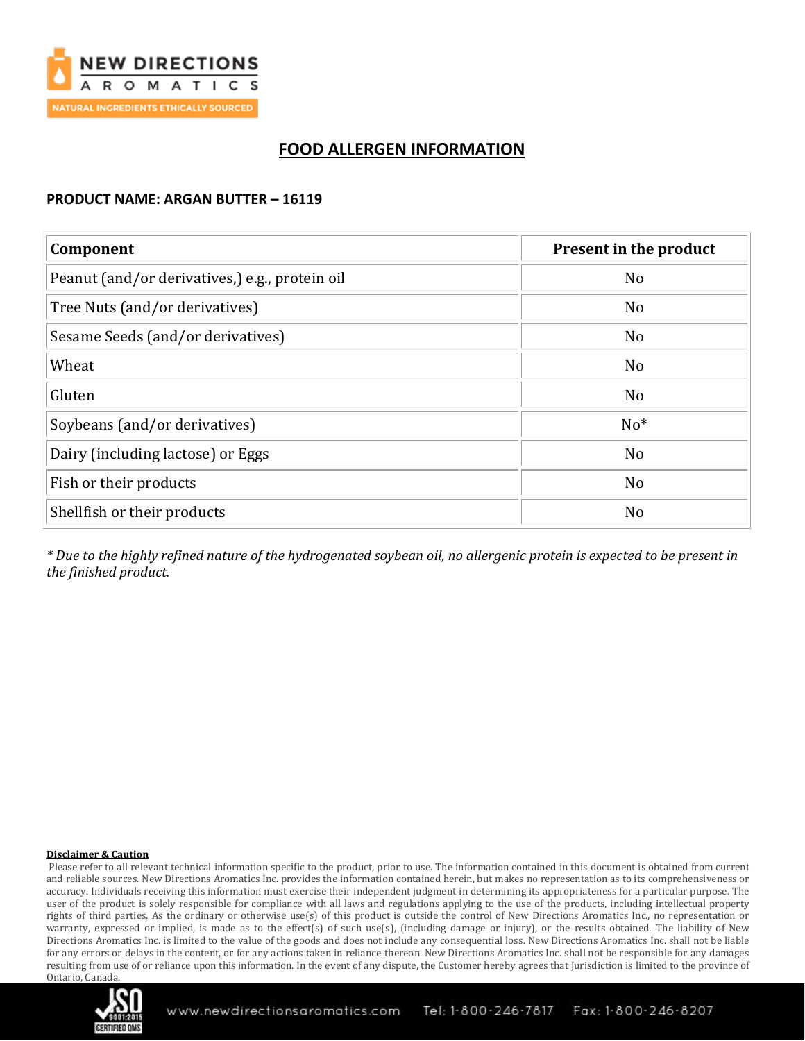## FOOD ALLERGEN INFORMATION

**PRODUCT NAME: ARGAN BUTTER – 16119**

| Component | Present in the product |
|---|---|
| Peanut (and/or derivatives,) e.g., protein oil | No |
| Tree Nuts (and/or derivatives) | No |
| Sesame Seeds (and/or derivatives) | No |
| Wheat | No |
| Gluten | No |
| Soybeans (and/or derivatives) | No* |
| Dairy (including lactose) or Eggs | No |
| Fish or their products | No |
| Shellfish or their products | No |

*\* Due to the highly refined nature of the hydrogenated soybean oil, no allergenic protein is expected to be present in the finished product.*

**Disclaimer & Caution**

Please refer to all relevant technical information specific to the product, prior to use. The information contained in this document is obtained from current and reliable sources. New Directions Aromatics Inc. provides the information contained herein, but makes no representation as to its comprehensiveness or accuracy. Individuals receiving this information must exercise their independent judgment in determining its appropriateness for a particular purpose. The user of the product is solely responsible for compliance with all laws and regulations applying to the use of the products, including intellectual property rights of third parties. As the ordinary or otherwise use(s) of this product is outside the control of New Directions Aromatics Inc., no representation or warranty, expressed or implied, is made as to the effect(s) of such use(s), (including damage or injury), or the results obtained. The liability of New Directions Aromatics Inc. is limited to the value of the goods and does not include any consequential loss. New Directions Aromatics Inc. shall not be liable for any errors or delays in the content, or for any actions taken in reliance thereon. New Directions Aromatics Inc. shall not be responsible for any damages resulting from use of or reliance upon this information. In the event of any dispute, the Customer hereby agrees that Jurisdiction is limited to the province of Ontario, Canada.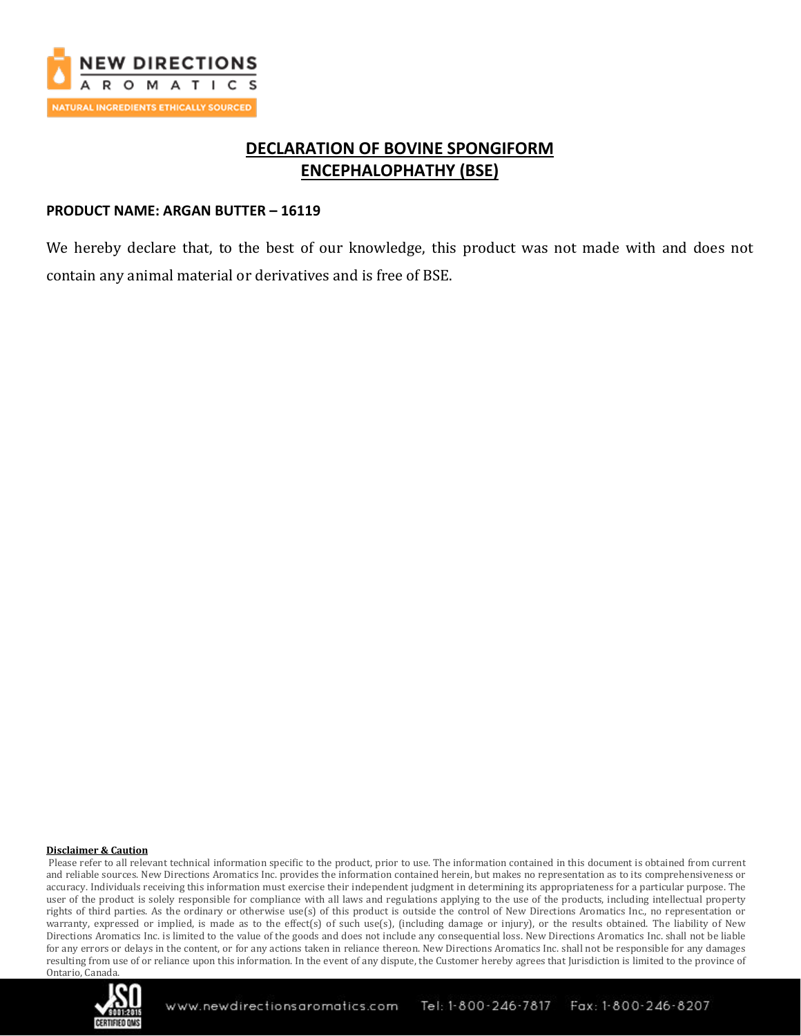# DECLARATION OF BOVINE SPONGIFORM ENCEPHALOPHATHY (BSE)

**PRODUCT NAME: ARGAN BUTTER – 16119**

We hereby declare that, to the best of our knowledge, this product was not made with and does not contain any animal material or derivatives and is free of BSE.

**Disclaimer & Caution**

Please refer to all relevant technical information specific to the product, prior to use. The information contained in this document is obtained from current and reliable sources. New Directions Aromatics Inc. provides the information contained herein, but makes no representation as to its comprehensiveness or accuracy. Individuals receiving this information must exercise their independent judgment in determining its appropriateness for a particular purpose. The user of the product is solely responsible for compliance with all laws and regulations applying to the use of the products, including intellectual property rights of third parties. As the ordinary or otherwise use(s) of this product is outside the control of New Directions Aromatics Inc., no representation or warranty, expressed or implied, is made as to the effect(s) of such use(s), (including damage or injury), or the results obtained. The liability of New Directions Aromatics Inc. is limited to the value of the goods and does not include any consequential loss. New Directions Aromatics Inc. shall not be liable for any errors or delays in the content, or for any actions taken in reliance thereon. New Directions Aromatics Inc. shall not be responsible for any damages resulting from use of or reliance upon this information. In the event of any dispute, the Customer hereby agrees that Jurisdiction is limited to the province of Ontario, Canada.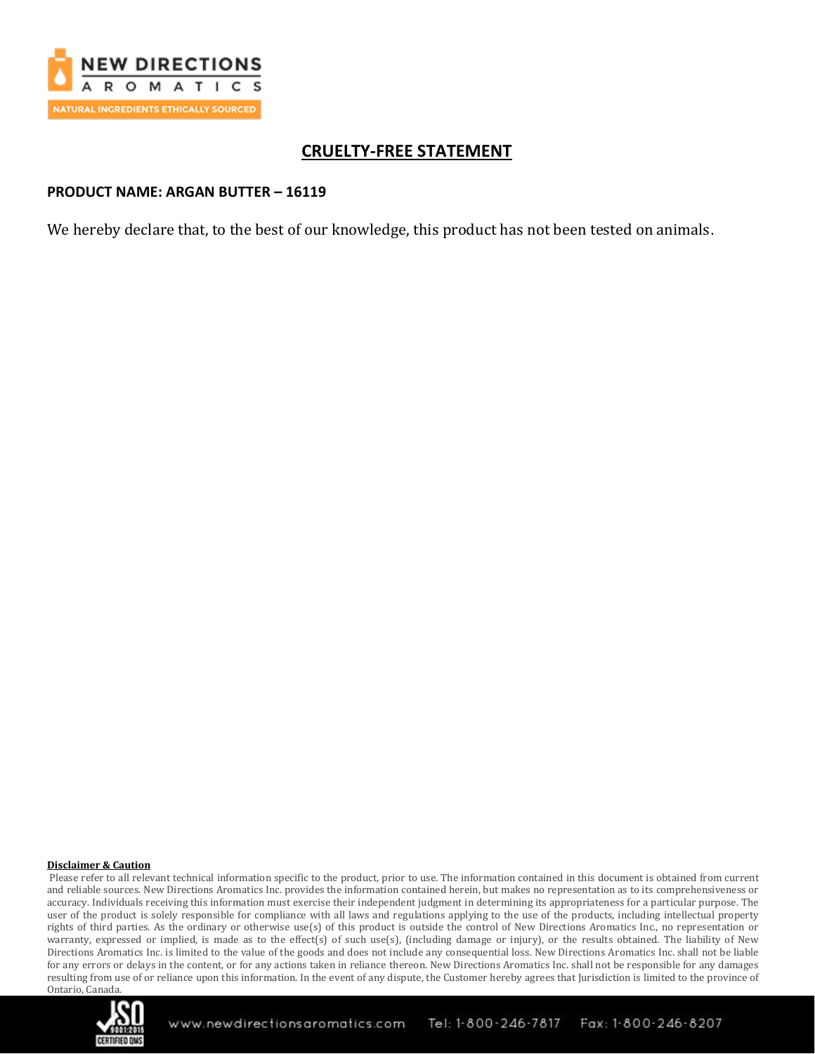# CRUELTY-FREE STATEMENT

**PRODUCT NAME: ARGAN BUTTER – 16119**

We hereby declare that, to the best of our knowledge, this product has not been tested on animals.

**Disclaimer & Caution**

Please refer to all relevant technical information specific to the product, prior to use. The information contained in this document is obtained from current and reliable sources. New Directions Aromatics Inc. provides the information contained herein, but makes no representation as to its comprehensiveness or accuracy. Individuals receiving this information must exercise their independent judgment in determining its appropriateness for a particular purpose. The user of the product is solely responsible for compliance with all laws and regulations applying to the use of the products, including intellectual property rights of third parties. As the ordinary or otherwise use(s) of this product is outside the control of New Directions Aromatics Inc., no representation or warranty, expressed or implied, is made as to the effect(s) of such use(s), (including damage or injury), or the results obtained. The liability of New Directions Aromatics Inc. is limited to the value of the goods and does not include any consequential loss. New Directions Aromatics Inc. shall not be liable for any errors or delays in the content, or for any actions taken in reliance thereon. New Directions Aromatics Inc. shall not be responsible for any damages resulting from use of or reliance upon this information. In the event of any dispute, the Customer hereby agrees that Jurisdiction is limited to the province of Ontario, Canada.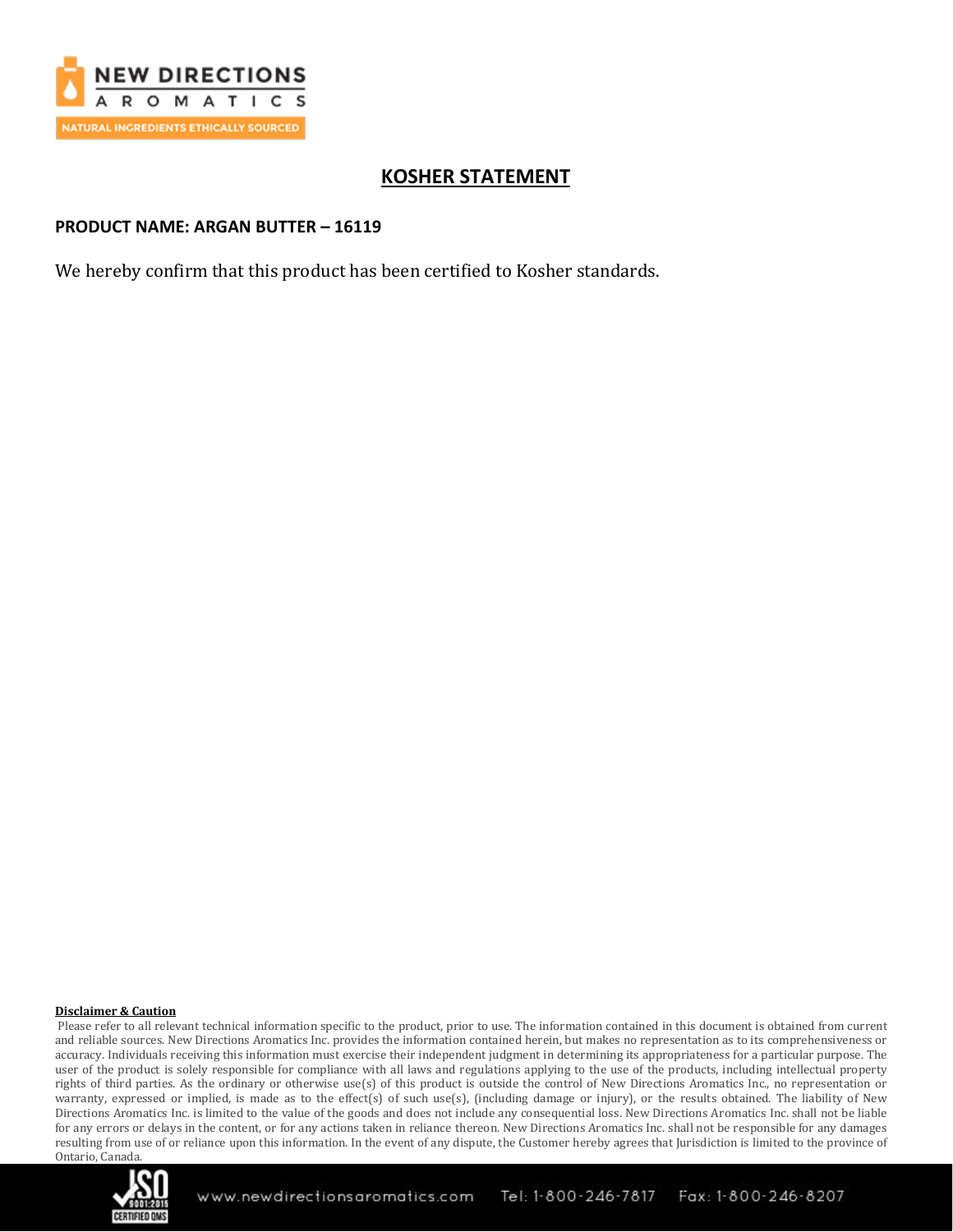# KOSHER STATEMENT

**PRODUCT NAME: ARGAN BUTTER – 16119**

We hereby confirm that this product has been certified to Kosher standards.

**Disclaimer & Caution**

Please refer to all relevant technical information specific to the product, prior to use. The information contained in this document is obtained from current and reliable sources. New Directions Aromatics Inc. provides the information contained herein, but makes no representation as to its comprehensiveness or accuracy. Individuals receiving this information must exercise their independent judgment in determining its appropriateness for a particular purpose. The user of the product is solely responsible for compliance with all laws and regulations applying to the use of the products, including intellectual property rights of third parties. As the ordinary or otherwise use(s) of this product is outside the control of New Directions Aromatics Inc., no representation or warranty, expressed or implied, is made as to the effect(s) of such use(s), (including damage or injury), or the results obtained. The liability of New Directions Aromatics Inc. is limited to the value of the goods and does not include any consequential loss. New Directions Aromatics Inc. shall not be liable for any errors or delays in the content, or for any actions taken in reliance thereon. New Directions Aromatics Inc. shall not be responsible for any damages resulting from use of or reliance upon this information. In the event of any dispute, the Customer hereby agrees that Jurisdiction is limited to the province of Ontario, Canada.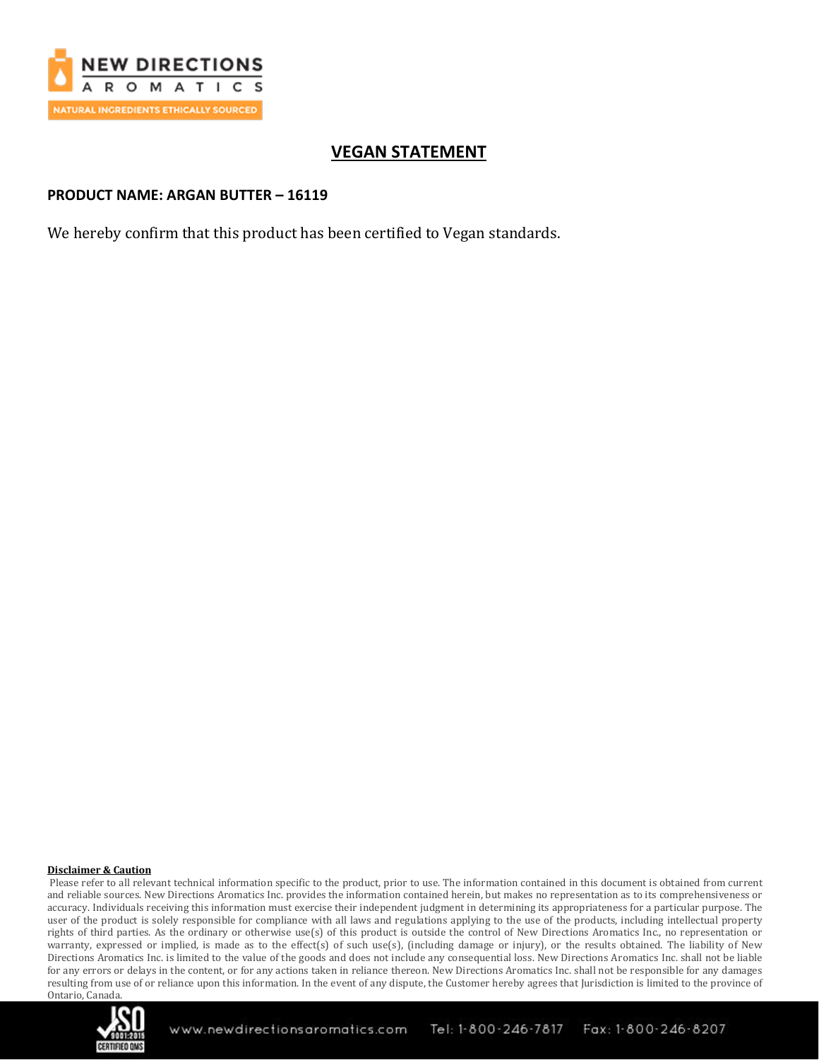# VEGAN STATEMENT

**PRODUCT NAME: ARGAN BUTTER – 16119**

We hereby confirm that this product has been certified to Vegan standards.

**Disclaimer & Caution**

Please refer to all relevant technical information specific to the product, prior to use. The information contained in this document is obtained from current and reliable sources. New Directions Aromatics Inc. provides the information contained herein, but makes no representation as to its comprehensiveness or accuracy. Individuals receiving this information must exercise their independent judgment in determining its appropriateness for a particular purpose. The user of the product is solely responsible for compliance with all laws and regulations applying to the use of the products, including intellectual property rights of third parties. As the ordinary or otherwise use(s) of this product is outside the control of New Directions Aromatics Inc., no representation or warranty, expressed or implied, is made as to the effect(s) of such use(s), (including damage or injury), or the results obtained. The liability of New Directions Aromatics Inc. is limited to the value of the goods and does not include any consequential loss. New Directions Aromatics Inc. shall not be liable for any errors or delays in the content, or for any actions taken in reliance thereon. New Directions Aromatics Inc. shall not be responsible for any damages resulting from use of or reliance upon this information. In the event of any dispute, the Customer hereby agrees that Jurisdiction is limited to the province of Ontario, Canada.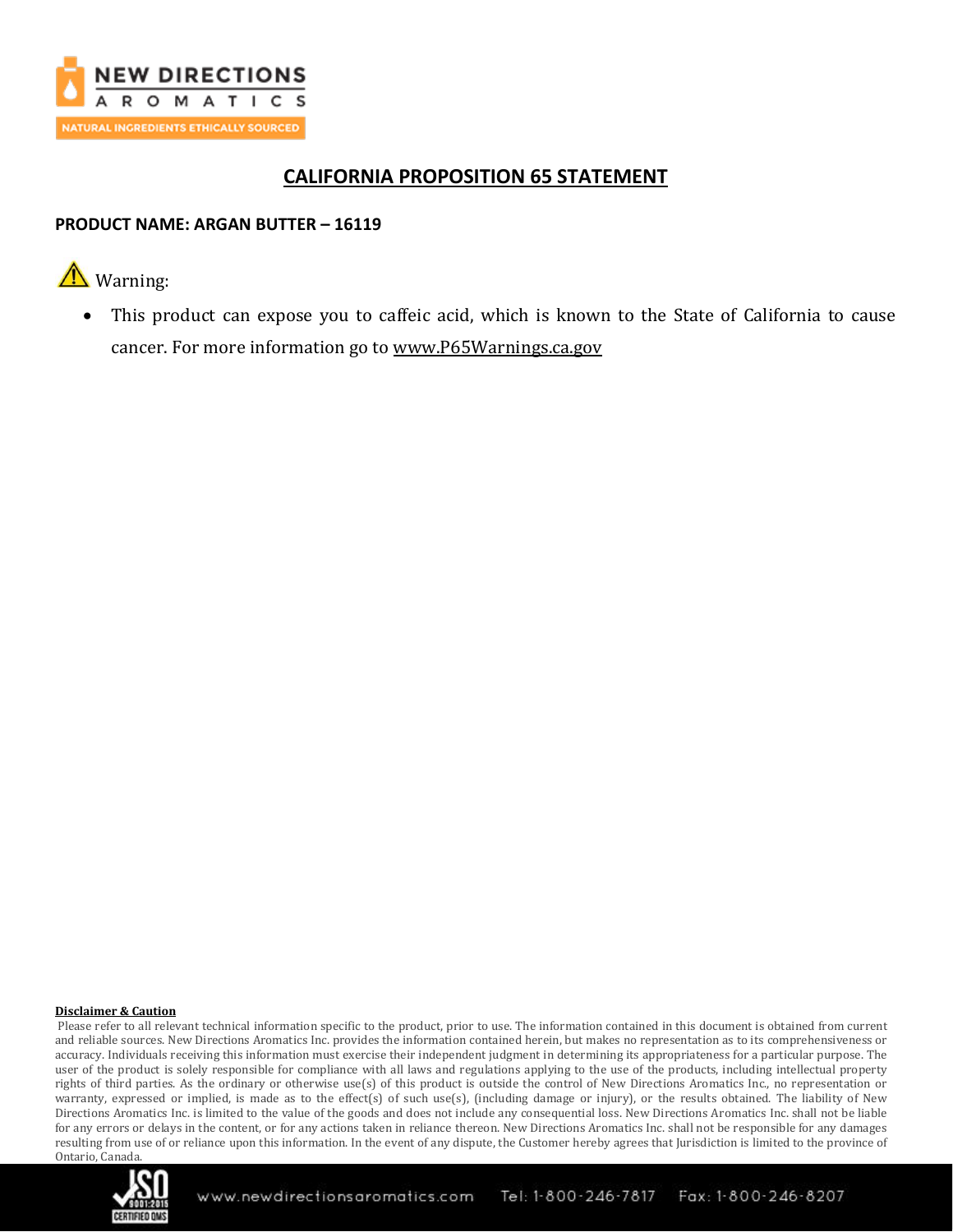# CALIFORNIA PROPOSITION 65 STATEMENT

**PRODUCT NAME: ARGAN BUTTER – 16119**

⚠ Warning:

- This product can expose you to caffeic acid, which is known to the State of California to cause cancer. For more information go to www.P65Warnings.ca.gov

**Disclaimer & Caution**

Please refer to all relevant technical information specific to the product, prior to use. The information contained in this document is obtained from current and reliable sources. New Directions Aromatics Inc. provides the information contained herein, but makes no representation as to its comprehensiveness or accuracy. Individuals receiving this information must exercise their independent judgment in determining its appropriateness for a particular purpose. The user of the product is solely responsible for compliance with all laws and regulations applying to the use of the products, including intellectual property rights of third parties. As the ordinary or otherwise use(s) of this product is outside the control of New Directions Aromatics Inc., no representation or warranty, expressed or implied, is made as to the effect(s) of such use(s), (including damage or injury), or the results obtained. The liability of New Directions Aromatics Inc. is limited to the value of the goods and does not include any consequential loss. New Directions Aromatics Inc. shall not be liable for any errors or delays in the content, or for any actions taken in reliance thereon. New Directions Aromatics Inc. shall not be responsible for any damages resulting from use of or reliance upon this information. In the event of any dispute, the Customer hereby agrees that Jurisdiction is limited to the province of Ontario, Canada.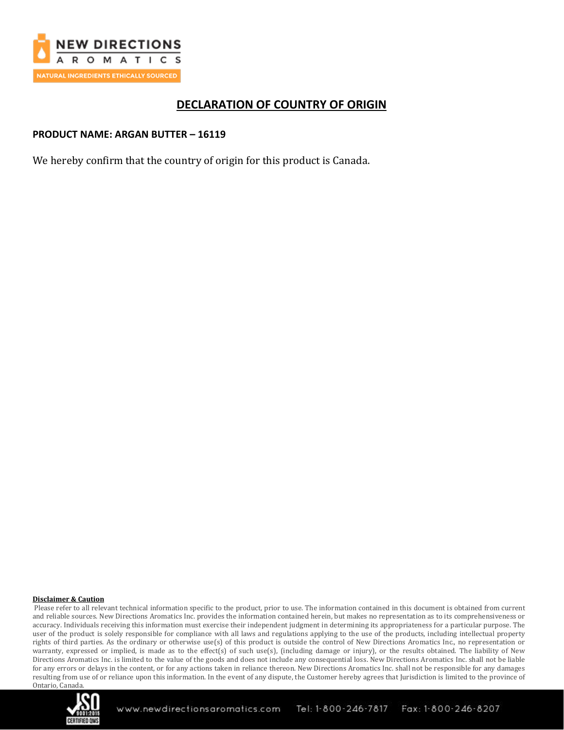NEW DIRECTIONS
AROMATICS
NATURAL INGREDIENTS ETHICALLY SOURCED

# DECLARATION OF COUNTRY OF ORIGIN

**PRODUCT NAME: ARGAN BUTTER – 16119**

We hereby confirm that the country of origin for this product is Canada.

**Disclaimer & Caution**

Please refer to all relevant technical information specific to the product, prior to use. The information contained in this document is obtained from current and reliable sources. New Directions Aromatics Inc. provides the information contained herein, but makes no representation as to its comprehensiveness or accuracy. Individuals receiving this information must exercise their independent judgment in determining its appropriateness for a particular purpose. The user of the product is solely responsible for compliance with all laws and regulations applying to the use of the products, including intellectual property rights of third parties. As the ordinary or otherwise use(s) of this product is outside the control of New Directions Aromatics Inc., no representation or warranty, expressed or implied, is made as to the effect(s) of such use(s), (including damage or injury), or the results obtained. The liability of New Directions Aromatics Inc. is limited to the value of the goods and does not include any consequential loss. New Directions Aromatics Inc. shall not be liable for any errors or delays in the content, or for any actions taken in reliance thereon. New Directions Aromatics Inc. shall not be responsible for any damages resulting from use of or reliance upon this information. In the event of any dispute, the Customer hereby agrees that Jurisdiction is limited to the province of Ontario, Canada.

ISO 9001:2015 CERTIFIED QMS

www.newdirectionsaromatics.com Tel: 1-800-246-7817 Fax: 1-800-246-8207